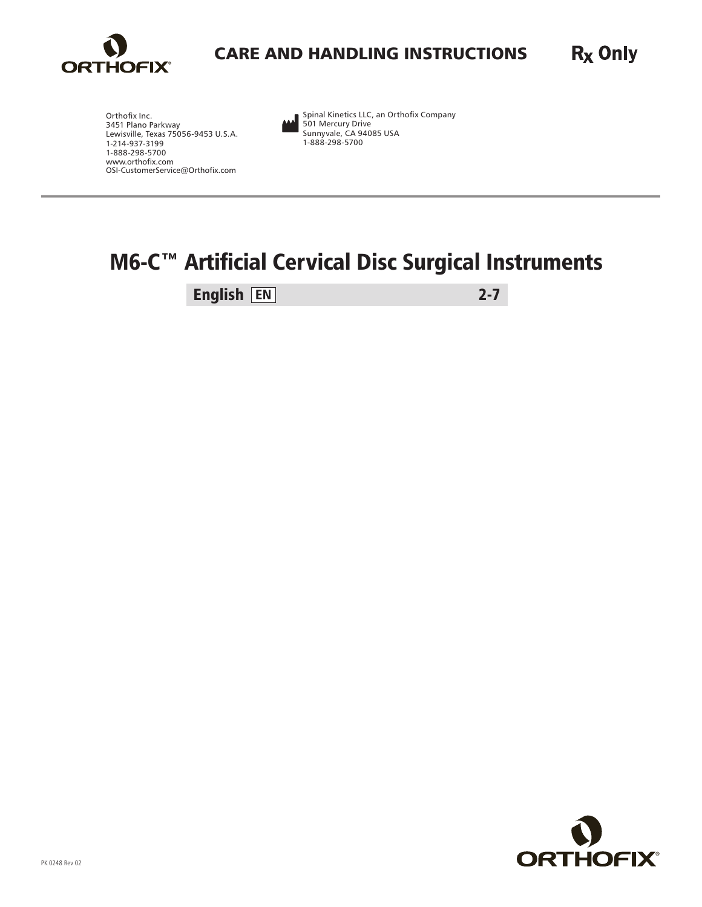# CARE AND HANDLING INSTRUCTIONS

**$R_X$ Only**

Orthofix Inc.
3451 Plano Parkway
Lewisville, Texas 75056-9453 U.S.A.
1-214-937-3199
1-888-298-5700
www.orthofix.com
OSI-CustomerService@Orthofix.com

Spinal Kinetics LLC, an Orthofix Company
501 Mercury Drive
Sunnyvale, CA 94085 USA
1-888-298-5700

# M6-C™ Artificial Cervical Disc Surgical Instruments

| English EN | 2-7 |
|---|---|

PK 0248 Rev 02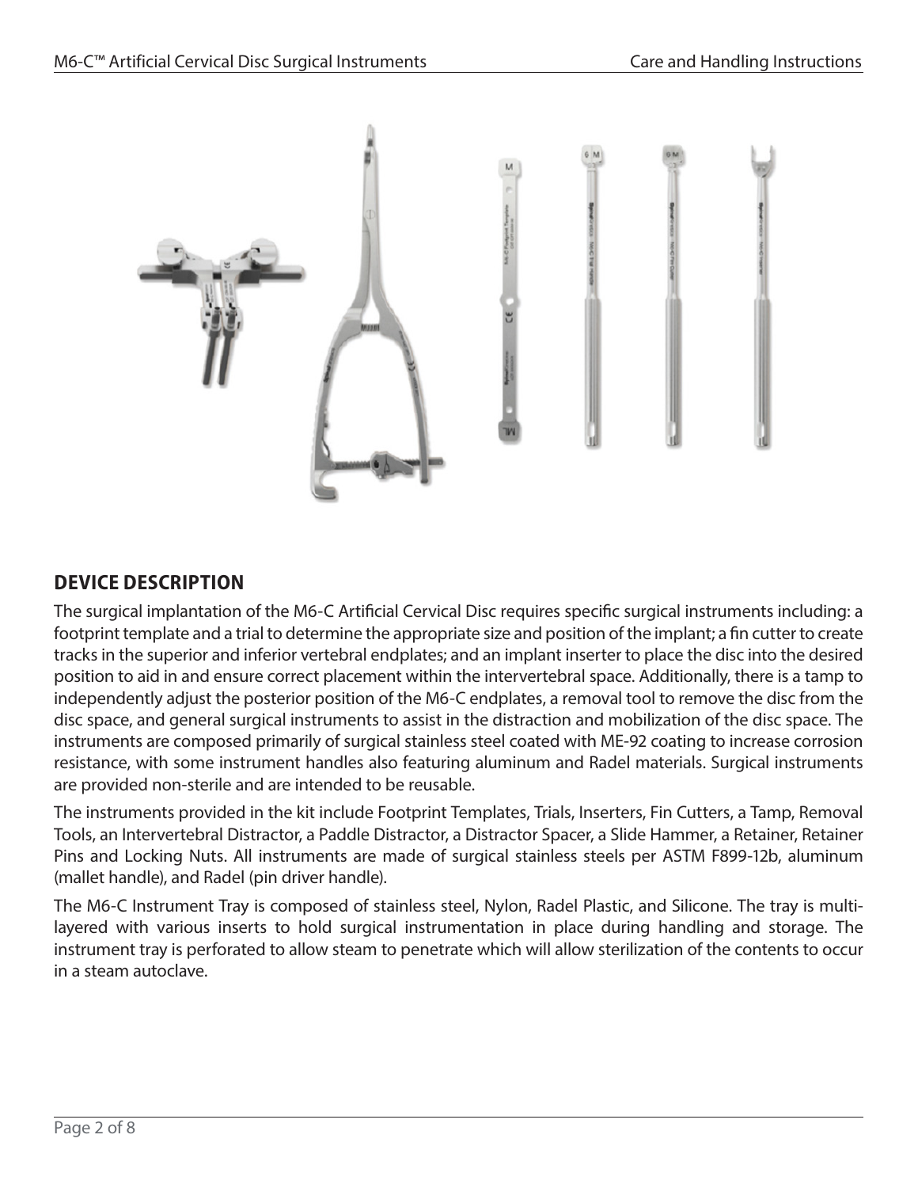## DEVICE DESCRIPTION

The surgical implantation of the M6-C Artificial Cervical Disc requires specific surgical instruments including: a footprint template and a trial to determine the appropriate size and position of the implant; a fin cutter to create tracks in the superior and inferior vertebral endplates; and an implant inserter to place the disc into the desired position to aid in and ensure correct placement within the intervertebral space. Additionally, there is a tamp to independently adjust the posterior position of the M6-C endplates, a removal tool to remove the disc from the disc space, and general surgical instruments to assist in the distraction and mobilization of the disc space. The instruments are composed primarily of surgical stainless steel coated with ME-92 coating to increase corrosion resistance, with some instrument handles also featuring aluminum and Radel materials. Surgical instruments are provided non-sterile and are intended to be reusable.

The instruments provided in the kit include Footprint Templates, Trials, Inserters, Fin Cutters, a Tamp, Removal Tools, an Intervertebral Distractor, a Paddle Distractor, a Distractor Spacer, a Slide Hammer, a Retainer, Retainer Pins and Locking Nuts. All instruments are made of surgical stainless steels per ASTM F899-12b, aluminum (mallet handle), and Radel (pin driver handle).

The M6-C Instrument Tray is composed of stainless steel, Nylon, Radel Plastic, and Silicone. The tray is multi-layered with various inserts to hold surgical instrumentation in place during handling and storage. The instrument tray is perforated to allow steam to penetrate which will allow sterilization of the contents to occur in a steam autoclave.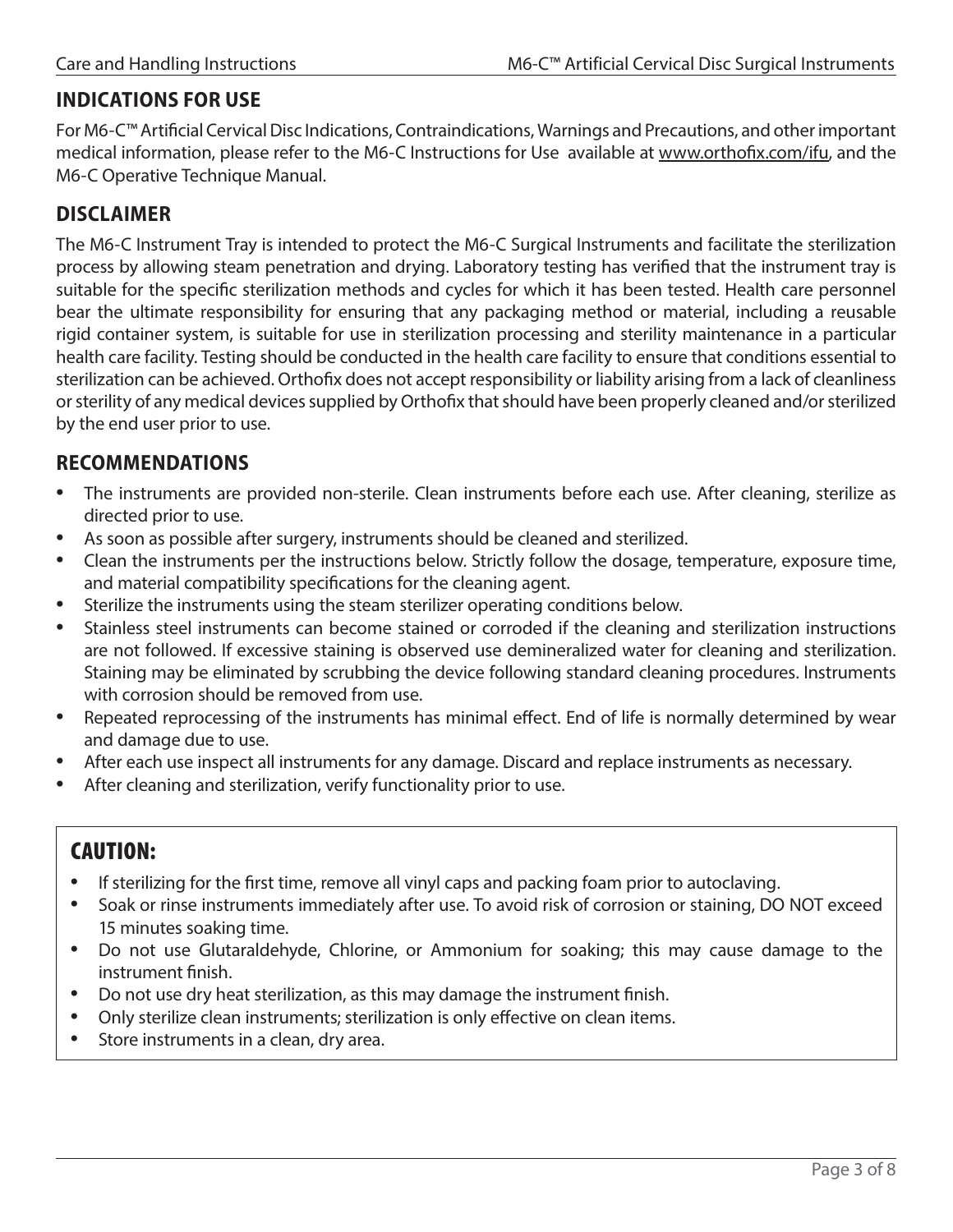## INDICATIONS FOR USE

For M6-C™ Artificial Cervical Disc Indications, Contraindications, Warnings and Precautions, and other important medical information, please refer to the M6-C Instructions for Use available at www.orthofix.com/ifu, and the M6-C Operative Technique Manual.

## DISCLAIMER

The M6-C Instrument Tray is intended to protect the M6-C Surgical Instruments and facilitate the sterilization process by allowing steam penetration and drying. Laboratory testing has verified that the instrument tray is suitable for the specific sterilization methods and cycles for which it has been tested. Health care personnel bear the ultimate responsibility for ensuring that any packaging method or material, including a reusable rigid container system, is suitable for use in sterilization processing and sterility maintenance in a particular health care facility. Testing should be conducted in the health care facility to ensure that conditions essential to sterilization can be achieved. Orthofix does not accept responsibility or liability arising from a lack of cleanliness or sterility of any medical devices supplied by Orthofix that should have been properly cleaned and/or sterilized by the end user prior to use.

## RECOMMENDATIONS

- The instruments are provided non-sterile. Clean instruments before each use. After cleaning, sterilize as directed prior to use.
- As soon as possible after surgery, instruments should be cleaned and sterilized.
- Clean the instruments per the instructions below. Strictly follow the dosage, temperature, exposure time, and material compatibility specifications for the cleaning agent.
- Sterilize the instruments using the steam sterilizer operating conditions below.
- Stainless steel instruments can become stained or corroded if the cleaning and sterilization instructions are not followed. If excessive staining is observed use demineralized water for cleaning and sterilization. Staining may be eliminated by scrubbing the device following standard cleaning procedures. Instruments with corrosion should be removed from use.
- Repeated reprocessing of the instruments has minimal effect. End of life is normally determined by wear and damage due to use.
- After each use inspect all instruments for any damage. Discard and replace instruments as necessary.
- After cleaning and sterilization, verify functionality prior to use.

## CAUTION:

- If sterilizing for the first time, remove all vinyl caps and packing foam prior to autoclaving.
- Soak or rinse instruments immediately after use. To avoid risk of corrosion or staining, DO NOT exceed 15 minutes soaking time.
- Do not use Glutaraldehyde, Chlorine, or Ammonium for soaking; this may cause damage to the instrument finish.
- Do not use dry heat sterilization, as this may damage the instrument finish.
- Only sterilize clean instruments; sterilization is only effective on clean items.
- Store instruments in a clean, dry area.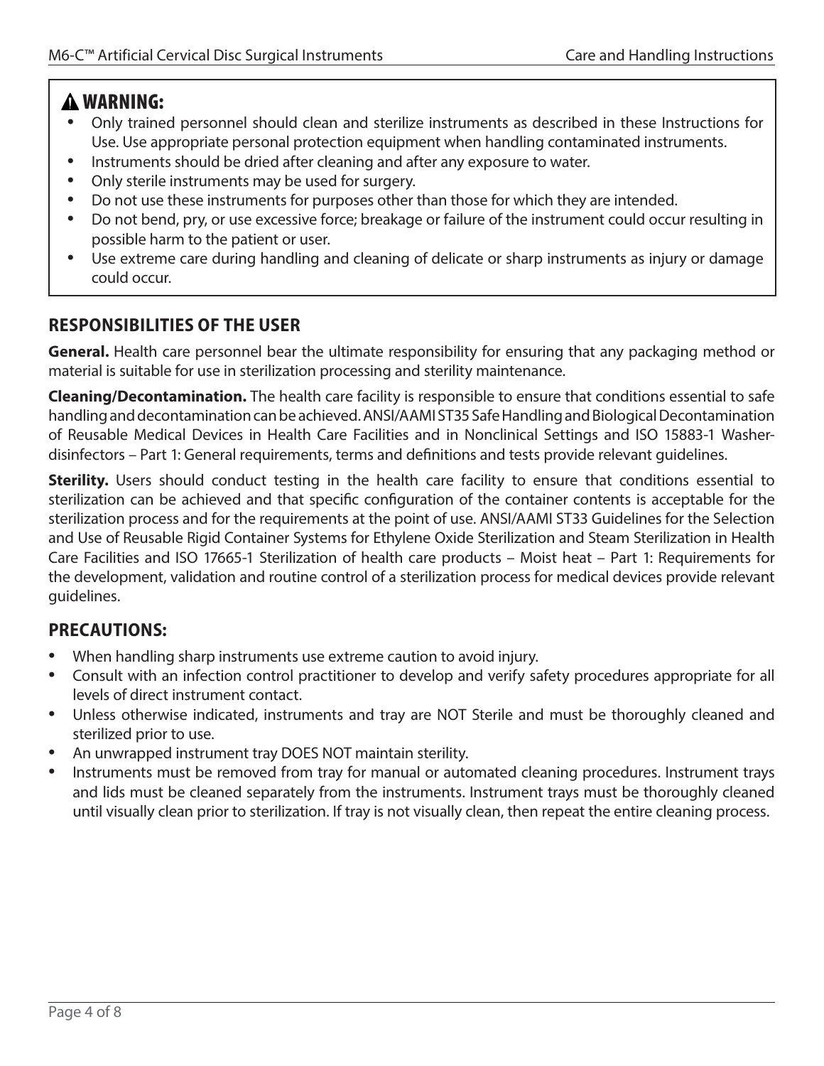## ⚠ WARNING:

- Only trained personnel should clean and sterilize instruments as described in these Instructions for Use. Use appropriate personal protection equipment when handling contaminated instruments.
- Instruments should be dried after cleaning and after any exposure to water.
- Only sterile instruments may be used for surgery.
- Do not use these instruments for purposes other than those for which they are intended.
- Do not bend, pry, or use excessive force; breakage or failure of the instrument could occur resulting in possible harm to the patient or user.
- Use extreme care during handling and cleaning of delicate or sharp instruments as injury or damage could occur.

## RESPONSIBILITIES OF THE USER

**General.** Health care personnel bear the ultimate responsibility for ensuring that any packaging method or material is suitable for use in sterilization processing and sterility maintenance.

**Cleaning/Decontamination.** The health care facility is responsible to ensure that conditions essential to safe handling and decontamination can be achieved. ANSI/AAMI ST35 Safe Handling and Biological Decontamination of Reusable Medical Devices in Health Care Facilities and in Nonclinical Settings and ISO 15883-1 Washer-disinfectors – Part 1: General requirements, terms and definitions and tests provide relevant guidelines.

**Sterility.** Users should conduct testing in the health care facility to ensure that conditions essential to sterilization can be achieved and that specific configuration of the container contents is acceptable for the sterilization process and for the requirements at the point of use. ANSI/AAMI ST33 Guidelines for the Selection and Use of Reusable Rigid Container Systems for Ethylene Oxide Sterilization and Steam Sterilization in Health Care Facilities and ISO 17665-1 Sterilization of health care products – Moist heat – Part 1: Requirements for the development, validation and routine control of a sterilization process for medical devices provide relevant guidelines.

## PRECAUTIONS:

- When handling sharp instruments use extreme caution to avoid injury.
- Consult with an infection control practitioner to develop and verify safety procedures appropriate for all levels of direct instrument contact.
- Unless otherwise indicated, instruments and tray are NOT Sterile and must be thoroughly cleaned and sterilized prior to use.
- An unwrapped instrument tray DOES NOT maintain sterility.
- Instruments must be removed from tray for manual or automated cleaning procedures. Instrument trays and lids must be cleaned separately from the instruments. Instrument trays must be thoroughly cleaned until visually clean prior to sterilization. If tray is not visually clean, then repeat the entire cleaning process.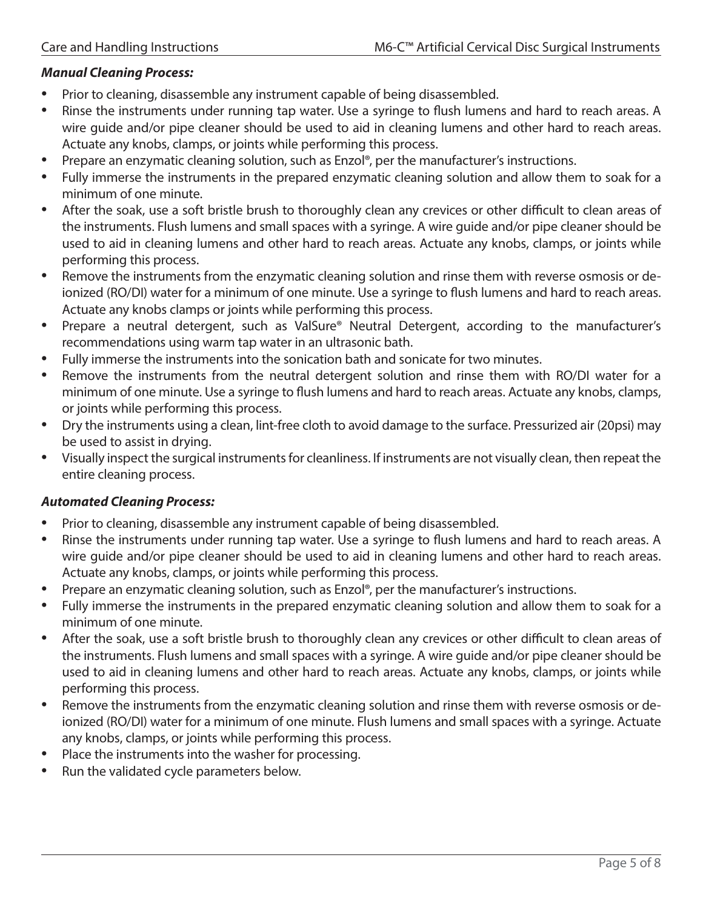***Manual Cleaning Process:***

- Prior to cleaning, disassemble any instrument capable of being disassembled.
- Rinse the instruments under running tap water. Use a syringe to flush lumens and hard to reach areas. A wire guide and/or pipe cleaner should be used to aid in cleaning lumens and other hard to reach areas. Actuate any knobs, clamps, or joints while performing this process.
- Prepare an enzymatic cleaning solution, such as Enzol®, per the manufacturer's instructions.
- Fully immerse the instruments in the prepared enzymatic cleaning solution and allow them to soak for a minimum of one minute.
- After the soak, use a soft bristle brush to thoroughly clean any crevices or other difficult to clean areas of the instruments. Flush lumens and small spaces with a syringe. A wire guide and/or pipe cleaner should be used to aid in cleaning lumens and other hard to reach areas. Actuate any knobs, clamps, or joints while performing this process.
- Remove the instruments from the enzymatic cleaning solution and rinse them with reverse osmosis or de-ionized (RO/DI) water for a minimum of one minute. Use a syringe to flush lumens and hard to reach areas. Actuate any knobs clamps or joints while performing this process.
- Prepare a neutral detergent, such as ValSure® Neutral Detergent, according to the manufacturer's recommendations using warm tap water in an ultrasonic bath.
- Fully immerse the instruments into the sonication bath and sonicate for two minutes.
- Remove the instruments from the neutral detergent solution and rinse them with RO/DI water for a minimum of one minute. Use a syringe to flush lumens and hard to reach areas. Actuate any knobs, clamps, or joints while performing this process.
- Dry the instruments using a clean, lint-free cloth to avoid damage to the surface. Pressurized air (20psi) may be used to assist in drying.
- Visually inspect the surgical instruments for cleanliness. If instruments are not visually clean, then repeat the entire cleaning process.

***Automated Cleaning Process:***

- Prior to cleaning, disassemble any instrument capable of being disassembled.
- Rinse the instruments under running tap water. Use a syringe to flush lumens and hard to reach areas. A wire guide and/or pipe cleaner should be used to aid in cleaning lumens and other hard to reach areas. Actuate any knobs, clamps, or joints while performing this process.
- Prepare an enzymatic cleaning solution, such as Enzol®, per the manufacturer's instructions.
- Fully immerse the instruments in the prepared enzymatic cleaning solution and allow them to soak for a minimum of one minute.
- After the soak, use a soft bristle brush to thoroughly clean any crevices or other difficult to clean areas of the instruments. Flush lumens and small spaces with a syringe. A wire guide and/or pipe cleaner should be used to aid in cleaning lumens and other hard to reach areas. Actuate any knobs, clamps, or joints while performing this process.
- Remove the instruments from the enzymatic cleaning solution and rinse them with reverse osmosis or de-ionized (RO/DI) water for a minimum of one minute. Flush lumens and small spaces with a syringe. Actuate any knobs, clamps, or joints while performing this process.
- Place the instruments into the washer for processing.
- Run the validated cycle parameters below.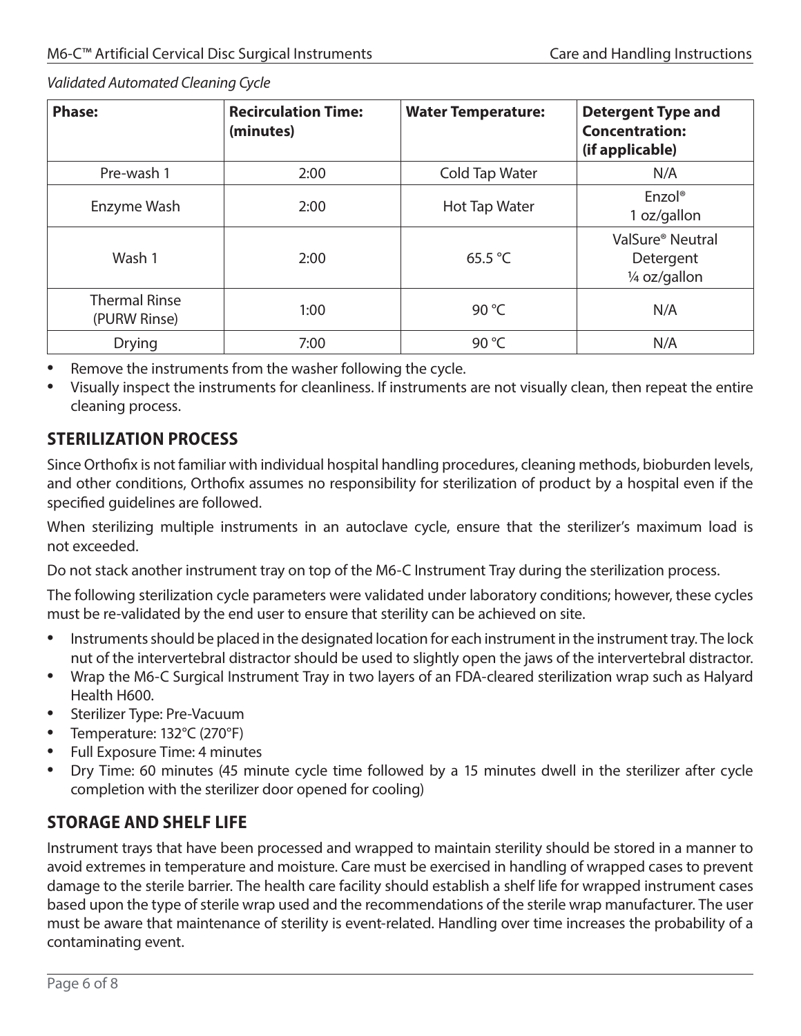*Validated Automated Cleaning Cycle*

| Phase: | Recirculation Time: (minutes) | Water Temperature: | Detergent Type and Concentration: (if applicable) |
|---|---|---|---|
| Pre-wash 1 | 2:00 | Cold Tap Water | N/A |
| Enzyme Wash | 2:00 | Hot Tap Water | Enzol® 1 oz/gallon |
| Wash 1 | 2:00 | 65.5 °C | ValSure® Neutral Detergent ¼ oz/gallon |
| Thermal Rinse (PURW Rinse) | 1:00 | 90 °C | N/A |
| Drying | 7:00 | 90 °C | N/A |

- Remove the instruments from the washer following the cycle.
- Visually inspect the instruments for cleanliness. If instruments are not visually clean, then repeat the entire cleaning process.

## STERILIZATION PROCESS

Since Orthofix is not familiar with individual hospital handling procedures, cleaning methods, bioburden levels, and other conditions, Orthofix assumes no responsibility for sterilization of product by a hospital even if the specified guidelines are followed.

When sterilizing multiple instruments in an autoclave cycle, ensure that the sterilizer's maximum load is not exceeded.

Do not stack another instrument tray on top of the M6-C Instrument Tray during the sterilization process.

The following sterilization cycle parameters were validated under laboratory conditions; however, these cycles must be re-validated by the end user to ensure that sterility can be achieved on site.

- Instruments should be placed in the designated location for each instrument in the instrument tray. The lock nut of the intervertebral distractor should be used to slightly open the jaws of the intervertebral distractor.
- Wrap the M6-C Surgical Instrument Tray in two layers of an FDA-cleared sterilization wrap such as Halyard Health H600.
- Sterilizer Type: Pre-Vacuum
- Temperature: 132°C (270°F)
- Full Exposure Time: 4 minutes
- Dry Time: 60 minutes (45 minute cycle time followed by a 15 minutes dwell in the sterilizer after cycle completion with the sterilizer door opened for cooling)

## STORAGE AND SHELF LIFE

Instrument trays that have been processed and wrapped to maintain sterility should be stored in a manner to avoid extremes in temperature and moisture. Care must be exercised in handling of wrapped cases to prevent damage to the sterile barrier. The health care facility should establish a shelf life for wrapped instrument cases based upon the type of sterile wrap used and the recommendations of the sterile wrap manufacturer. The user must be aware that maintenance of sterility is event-related. Handling over time increases the probability of a contaminating event.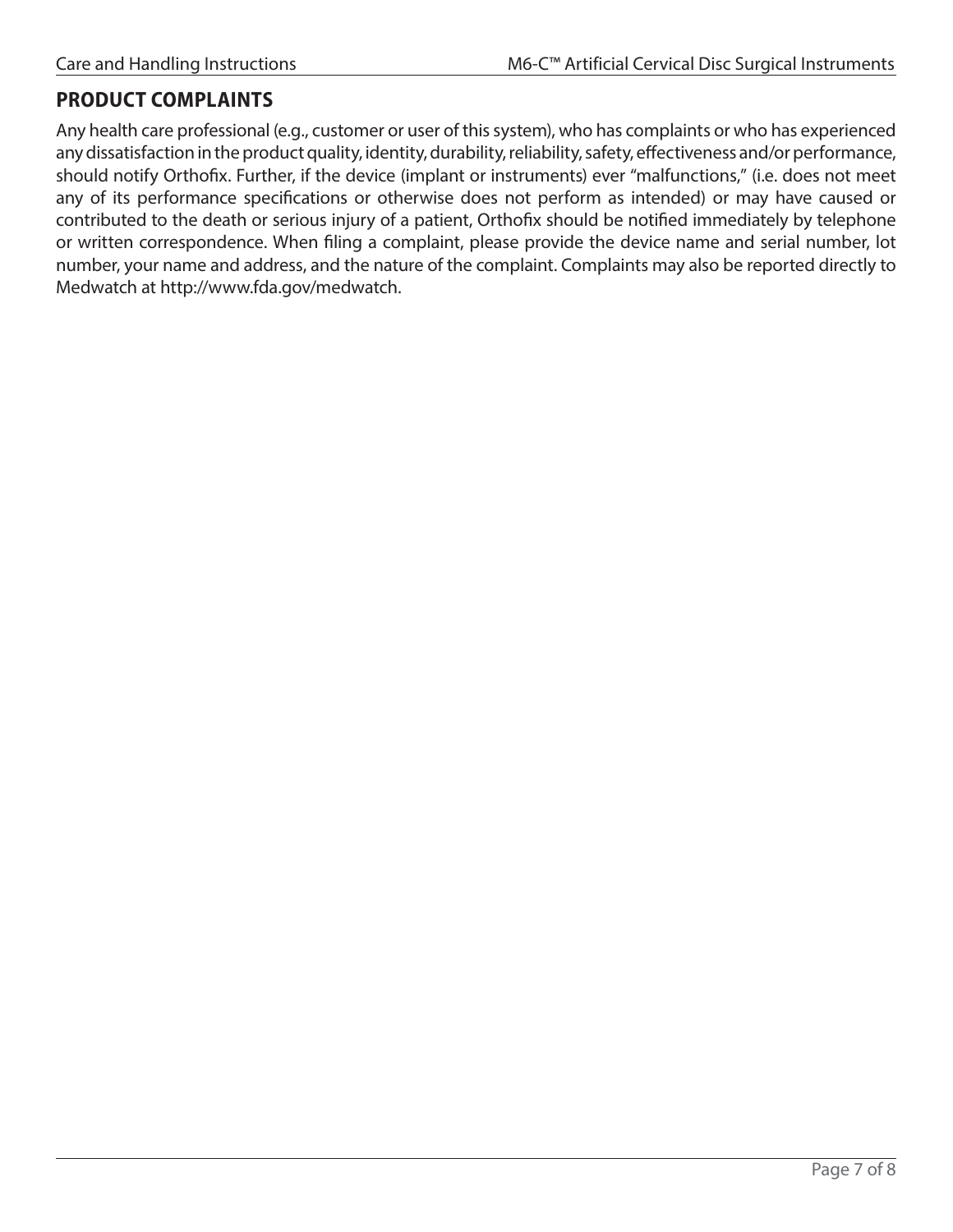## PRODUCT COMPLAINTS

Any health care professional (e.g., customer or user of this system), who has complaints or who has experienced any dissatisfaction in the product quality, identity, durability, reliability, safety, effectiveness and/or performance, should notify Orthofix. Further, if the device (implant or instruments) ever "malfunctions," (i.e. does not meet any of its performance specifications or otherwise does not perform as intended) or may have caused or contributed to the death or serious injury of a patient, Orthofix should be notified immediately by telephone or written correspondence. When filing a complaint, please provide the device name and serial number, lot number, your name and address, and the nature of the complaint. Complaints may also be reported directly to Medwatch at http://www.fda.gov/medwatch.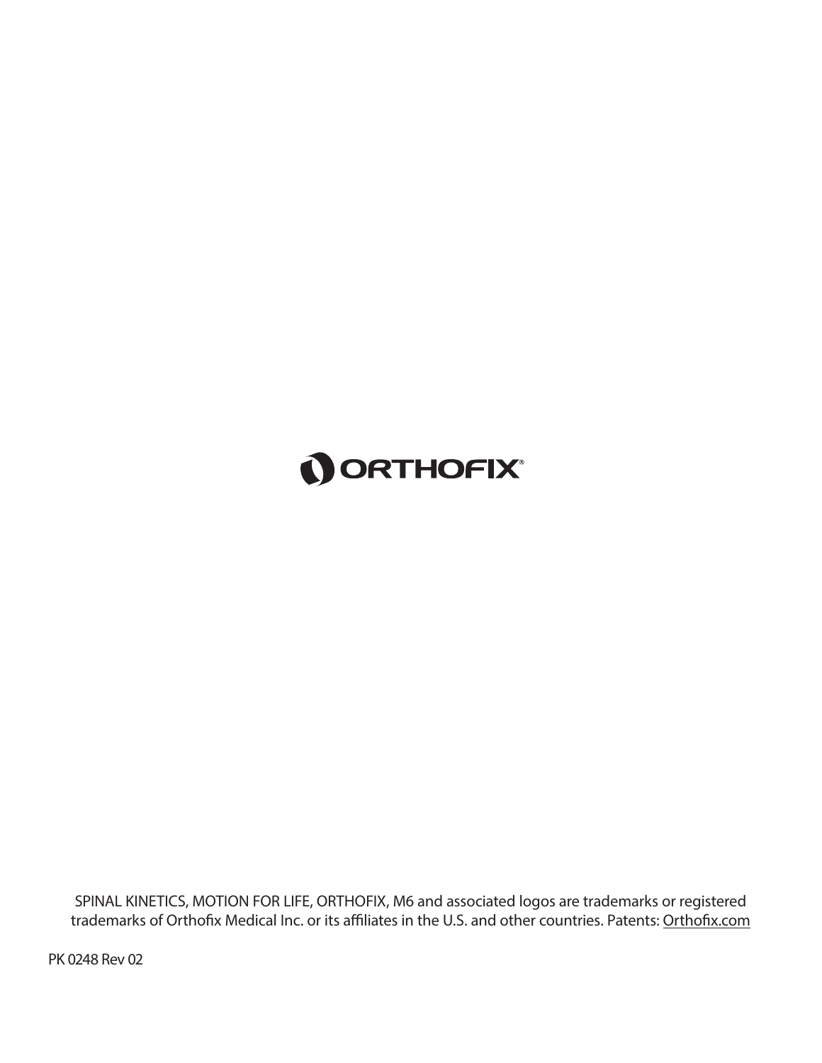ORTHOFIX®

SPINAL KINETICS, MOTION FOR LIFE, ORTHOFIX, M6 and associated logos are trademarks or registered trademarks of Orthofix Medical Inc. or its affiliates in the U.S. and other countries. Patents: Orthofix.com

PK 0248 Rev 02